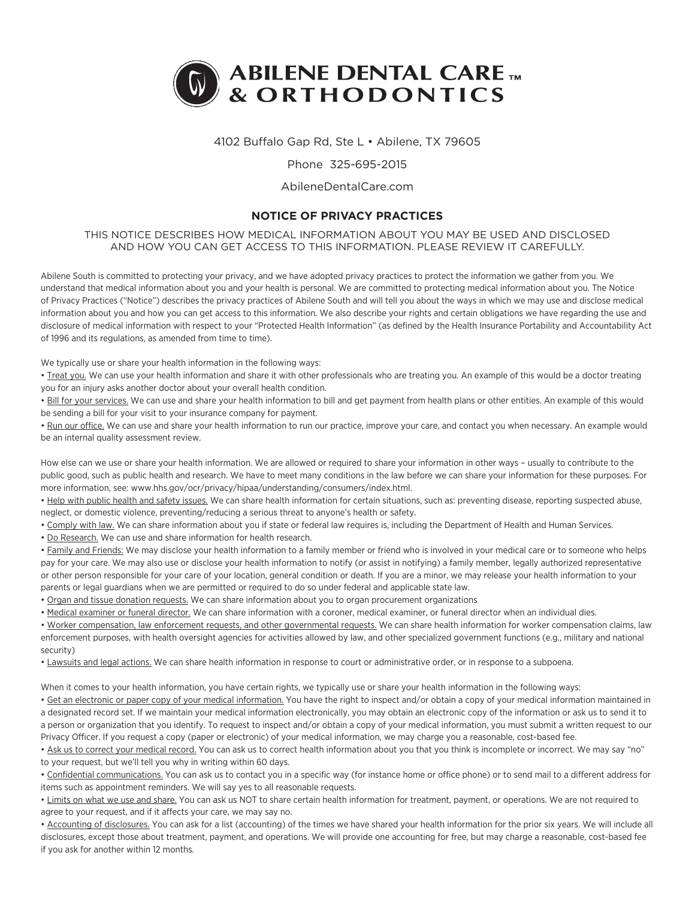# ABILENE DENTAL CARE™ & ORTHODONTICS

4102 Buffalo Gap Rd, Ste L • Abilene, TX 79605

Phone 325-695-2015

AbileneDentalCare.com

## NOTICE OF PRIVACY PRACTICES

THIS NOTICE DESCRIBES HOW MEDICAL INFORMATION ABOUT YOU MAY BE USED AND DISCLOSED AND HOW YOU CAN GET ACCESS TO THIS INFORMATION. PLEASE REVIEW IT CAREFULLY.

Abilene South is committed to protecting your privacy, and we have adopted privacy practices to protect the information we gather from you. We understand that medical information about you and your health is personal. We are committed to protecting medical information about you. The Notice of Privacy Practices ("Notice") describes the privacy practices of Abilene South and will tell you about the ways in which we may use and disclose medical information about you and how you can get access to this information. We also describe your rights and certain obligations we have regarding the use and disclosure of medical information with respect to your "Protected Health Information" (as defined by the Health Insurance Portability and Accountability Act of 1996 and its regulations, as amended from time to time).

We typically use or share your health information in the following ways:

- Treat you. We can use your health information and share it with other professionals who are treating you. An example of this would be a doctor treating you for an injury asks another doctor about your overall health condition.
- Bill for your services. We can use and share your health information to bill and get payment from health plans or other entities. An example of this would be sending a bill for your visit to your insurance company for payment.
- Run our office. We can use and share your health information to run our practice, improve your care, and contact you when necessary. An example would be an internal quality assessment review.

How else can we use or share your health information. We are allowed or required to share your information in other ways – usually to contribute to the public good, such as public health and research. We have to meet many conditions in the law before we can share your information for these purposes. For more information, see: www.hhs.gov/ocr/privacy/hipaa/understanding/consumers/index.html.

- Help with public health and safety issues. We can share health information for certain situations, such as: preventing disease, reporting suspected abuse, neglect, or domestic violence, preventing/reducing a serious threat to anyone's health or safety.
- Comply with law. We can share information about you if state or federal law requires is, including the Department of Health and Human Services.
- Do Research. We can use and share information for health research.
- Family and Friends: We may disclose your health information to a family member or friend who is involved in your medical care or to someone who helps pay for your care. We may also use or disclose your health information to notify (or assist in notifying) a family member, legally authorized representative or other person responsible for your care of your location, general condition or death. If you are a minor, we may release your health information to your parents or legal guardians when we are permitted or required to do so under federal and applicable state law.
- Organ and tissue donation requests. We can share information about you to organ procurement organizations
- Medical examiner or funeral director. We can share information with a coroner, medical examiner, or funeral director when an individual dies.
- Worker compensation, law enforcement requests, and other governmental requests. We can share health information for worker compensation claims, law enforcement purposes, with health oversight agencies for activities allowed by law, and other specialized government functions (e.g., military and national security)
- Lawsuits and legal actions. We can share health information in response to court or administrative order, or in response to a subpoena.

When it comes to your health information, you have certain rights, we typically use or share your health information in the following ways:

- Get an electronic or paper copy of your medical information. You have the right to inspect and/or obtain a copy of your medical information maintained in a designated record set. If we maintain your medical information electronically, you may obtain an electronic copy of the information or ask us to send it to a person or organization that you identify. To request to inspect and/or obtain a copy of your medical information, you must submit a written request to our Privacy Officer. If you request a copy (paper or electronic) of your medical information, we may charge you a reasonable, cost-based fee.
- Ask us to correct your medical record. You can ask us to correct health information about you that you think is incomplete or incorrect. We may say "no" to your request, but we'll tell you why in writing within 60 days.
- Confidential communications. You can ask us to contact you in a specific way (for instance home or office phone) or to send mail to a different address for items such as appointment reminders. We will say yes to all reasonable requests.
- Limits on what we use and share. You can ask us NOT to share certain health information for treatment, payment, or operations. We are not required to agree to your request, and if it affects your care, we may say no.
- Accounting of disclosures. You can ask for a list (accounting) of the times we have shared your health information for the prior six years. We will include all disclosures, except those about treatment, payment, and operations. We will provide one accounting for free, but may charge a reasonable, cost-based fee if you ask for another within 12 months.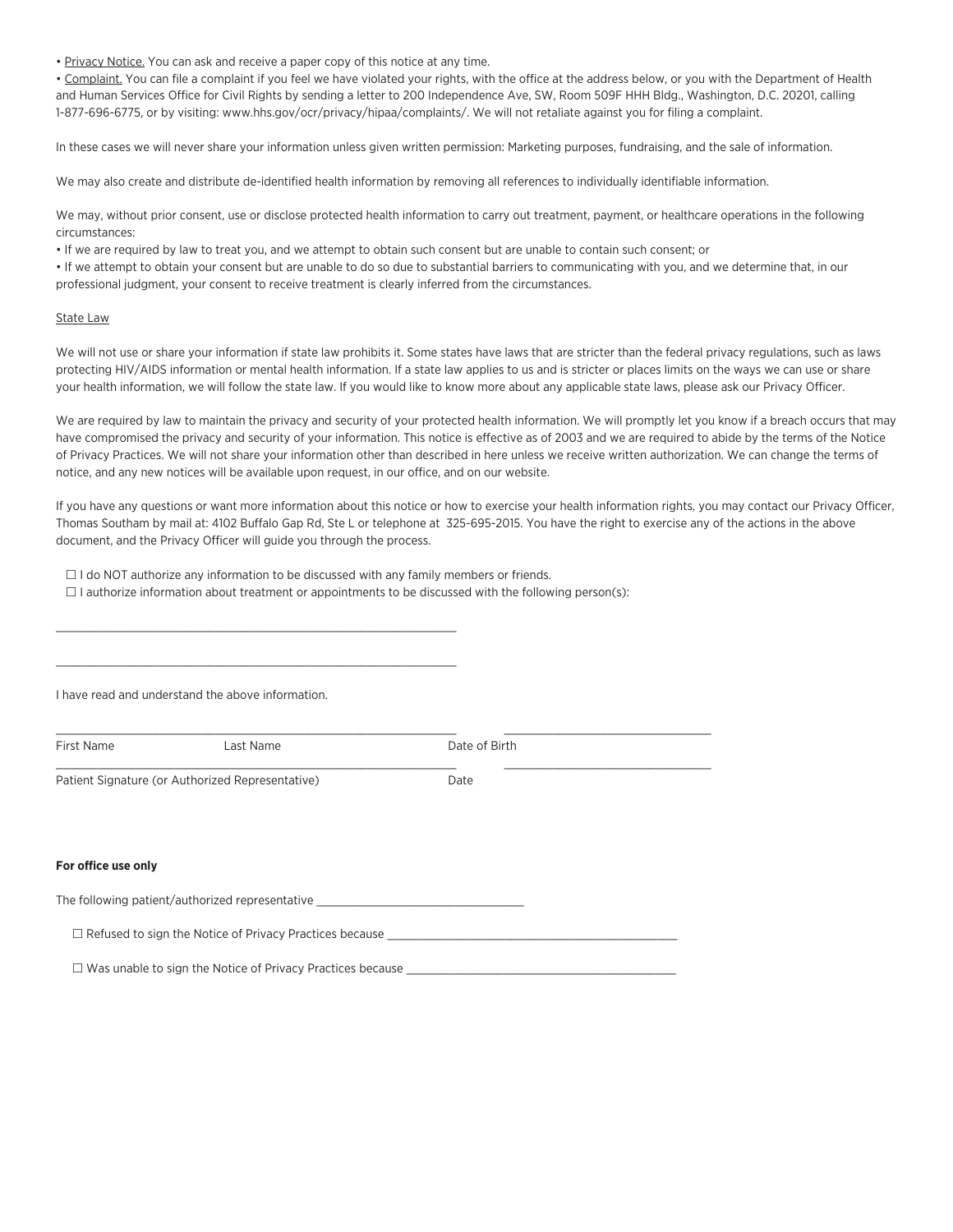- <u>Privacy Notice.</u> You can ask and receive a paper copy of this notice at any time.
- <u>Complaint.</u> You can file a complaint if you feel we have violated your rights, with the office at the address below, or you with the Department of Health and Human Services Office for Civil Rights by sending a letter to 200 Independence Ave, SW, Room 509F HHH Bldg., Washington, D.C. 20201, calling 1-877-696-6775, or by visiting: www.hhs.gov/ocr/privacy/hipaa/complaints/. We will not retaliate against you for filing a complaint.

In these cases we will never share your information unless given written permission: Marketing purposes, fundraising, and the sale of information.

We may also create and distribute de-identified health information by removing all references to individually identifiable information.

We may, without prior consent, use or disclose protected health information to carry out treatment, payment, or healthcare operations in the following circumstances:

- If we are required by law to treat you, and we attempt to obtain such consent but are unable to contain such consent; or
- If we attempt to obtain your consent but are unable to do so due to substantial barriers to communicating with you, and we determine that, in our professional judgment, your consent to receive treatment is clearly inferred from the circumstances.

<u>State Law</u>

We will not use or share your information if state law prohibits it. Some states have laws that are stricter than the federal privacy regulations, such as laws protecting HIV/AIDS information or mental health information. If a state law applies to us and is stricter or places limits on the ways we can use or share your health information, we will follow the state law. If you would like to know more about any applicable state laws, please ask our Privacy Officer.

We are required by law to maintain the privacy and security of your protected health information. We will promptly let you know if a breach occurs that may have compromised the privacy and security of your information. This notice is effective as of 2003 and we are required to abide by the terms of the Notice of Privacy Practices. We will not share your information other than described in here unless we receive written authorization. We can change the terms of notice, and any new notices will be available upon request, in our office, and on our website.

If you have any questions or want more information about this notice or how to exercise your health information rights, you may contact our Privacy Officer, Thomas Southam by mail at: 4102 Buffalo Gap Rd, Ste L or telephone at 325-695-2015. You have the right to exercise any of the actions in the above document, and the Privacy Officer will guide you through the process.

☐ I do NOT authorize any information to be discussed with any family members or friends.
☐ I authorize information about treatment or appointments to be discussed with the following person(s):

_______________________________________________

_______________________________________________

I have read and understand the above information.

_______________________________________________ _______________________________

First Name Last Name Date of Birth

_______________________________________________ _______________________________

Patient Signature (or Authorized Representative) Date

**For office use only**

The following patient/authorized representative _______________________________

☐ Refused to sign the Notice of Privacy Practices because _____________________________________________

☐ Was unable to sign the Notice of Privacy Practices because __________________________________________